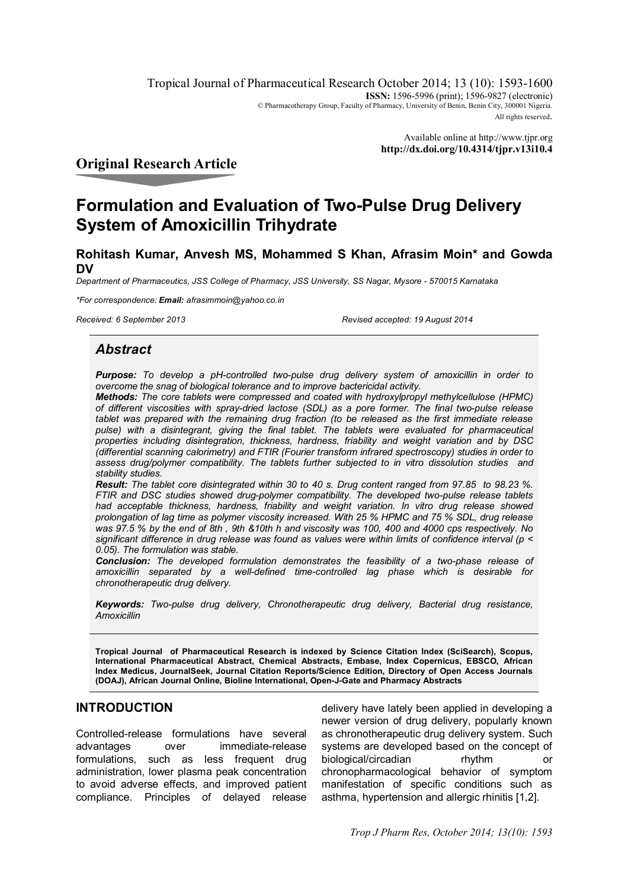Tropical Journal of Pharmaceutical Research October 2014; 13 (10): 1593-1600
**ISSN:** 1596-5996 (print); 1596-9827 (electronic)
© Pharmacotherapy Group, Faculty of Pharmacy, University of Benin, Benin City, 300001 Nigeria.
All rights reserved.

Available online at http://www.tjpr.org
**http://dx.doi.org/10.4314/tjpr.v13i10.4**

## Original Research Article

# Formulation and Evaluation of Two-Pulse Drug Delivery System of Amoxicillin Trihydrate

**Rohitash Kumar, Anvesh MS, Mohammed S Khan, Afrasim Moin* and Gowda DV**

*Department of Pharmaceutics, JSS College of Pharmacy, JSS University, SS Nagar, Mysore - 570015 Karnataka*

**For correspondence:* ***Email:*** *afrasimmoin@yahoo.co.in*

*Received: 6 September 2013* *Revised accepted: 19 August 2014*

## *Abstract*

***Purpose:*** *To develop a pH-controlled two-pulse drug delivery system of amoxicillin in order to overcome the snag of biological tolerance and to improve bactericidal activity.*

***Methods:*** *The core tablets were compressed and coated with hydroxylpropyl methylcellulose (HPMC) of different viscosities with spray-dried lactose (SDL) as a pore former. The final two-pulse release tablet was prepared with the remaining drug fraction (to be released as the first immediate release pulse) with a disintegrant, giving the final tablet. The tablets were evaluated for pharmaceutical properties including disintegration, thickness, hardness, friability and weight variation and by DSC (differential scanning calorimetry) and FTIR (Fourier transform infrared spectroscopy) studies in order to assess drug/polymer compatibility. The tablets further subjected to in vitro dissolution studies and stability studies.*

***Result:*** *The tablet core disintegrated within 30 to 40 s. Drug content ranged from 97.85 to 98.23 %. FTIR and DSC studies showed drug-polymer compatibility. The developed two-pulse release tablets had acceptable thickness, hardness, friability and weight variation. In vitro drug release showed prolongation of lag time as polymer viscosity increased. With 25 % HPMC and 75 % SDL, drug release was 97.5 % by the end of 8th , 9th &10th h and viscosity was 100, 400 and 4000 cps respectively. No significant difference in drug release was found as values were within limits of confidence interval ($p < 0.05$). The formulation was stable.*

***Conclusion:*** *The developed formulation demonstrates the feasibility of a two-phase release of amoxicillin separated by a well-defined time-controlled lag phase which is desirable for chronotherapeutic drug delivery.*

***Keywords:*** *Two-pulse drug delivery, Chronotherapeutic drug delivery, Bacterial drug resistance, Amoxicillin*

**Tropical Journal of Pharmaceutical Research is indexed by Science Citation Index (SciSearch), Scopus, International Pharmaceutical Abstract, Chemical Abstracts, Embase, Index Copernicus, EBSCO, African Index Medicus, JournalSeek, Journal Citation Reports/Science Edition, Directory of Open Access Journals (DOAJ), African Journal Online, Bioline International, Open-J-Gate and Pharmacy Abstracts**

## INTRODUCTION

Controlled-release formulations have several advantages over immediate-release formulations, such as less frequent drug administration, lower plasma peak concentration to avoid adverse effects, and improved patient compliance. Principles of delayed release delivery have lately been applied in developing a newer version of drug delivery, popularly known as chronotherapeutic drug delivery system. Such systems are developed based on the concept of biological/circadian rhythm or chronopharmacological behavior of symptom manifestation of specific conditions such as asthma, hypertension and allergic rhinitis [1,2].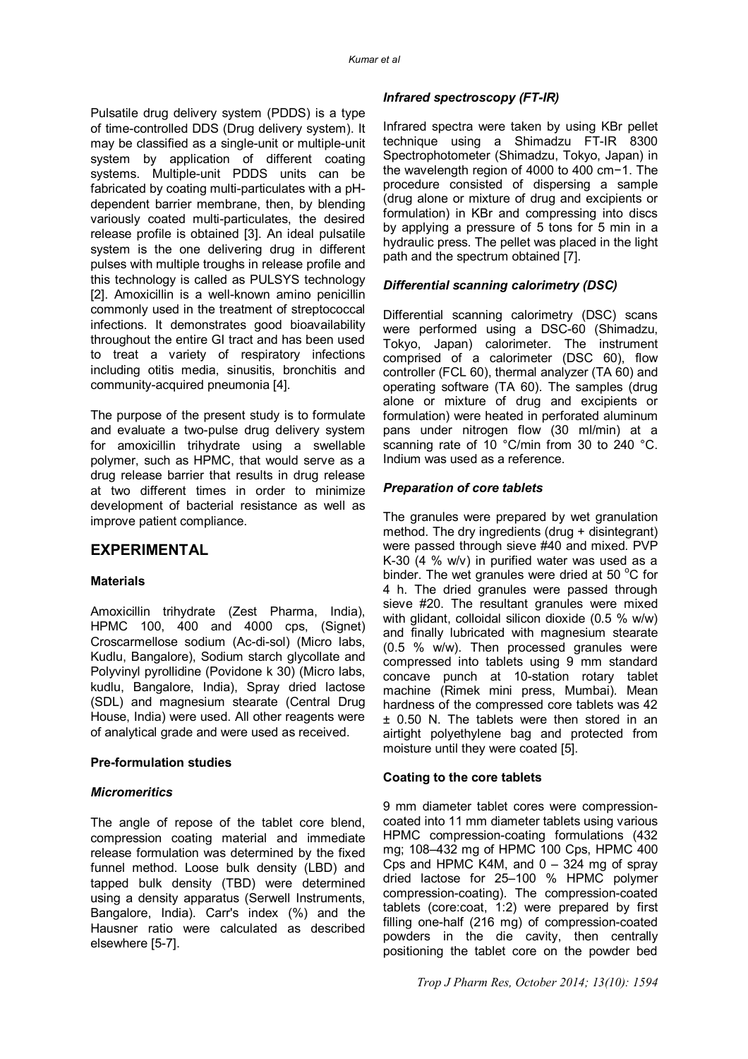Pulsatile drug delivery system (PDDS) is a type of time-controlled DDS (Drug delivery system). It may be classified as a single-unit or multiple-unit system by application of different coating systems. Multiple-unit PDDS units can be fabricated by coating multi-particulates with a pH-dependent barrier membrane, then, by blending variously coated multi-particulates, the desired release profile is obtained [3]. An ideal pulsatile system is the one delivering drug in different pulses with multiple troughs in release profile and this technology is called as PULSYS technology [2]. Amoxicillin is a well-known amino penicillin commonly used in the treatment of streptococcal infections. It demonstrates good bioavailability throughout the entire GI tract and has been used to treat a variety of respiratory infections including otitis media, sinusitis, bronchitis and community-acquired pneumonia [4].

The purpose of the present study is to formulate and evaluate a two-pulse drug delivery system for amoxicillin trihydrate using a swellable polymer, such as HPMC, that would serve as a drug release barrier that results in drug release at two different times in order to minimize development of bacterial resistance as well as improve patient compliance.

## EXPERIMENTAL

### Materials

Amoxicillin trihydrate (Zest Pharma, India), HPMC 100, 400 and 4000 cps, (Signet) Croscarmellose sodium (Ac-di-sol) (Micro labs, Kudlu, Bangalore), Sodium starch glycollate and Polyvinyl pyrollidine (Povidone k 30) (Micro labs, kudlu, Bangalore, India), Spray dried lactose (SDL) and magnesium stearate (Central Drug House, India) were used. All other reagents were of analytical grade and were used as received.

### Pre-formulation studies

#### *Micromeritics*

The angle of repose of the tablet core blend, compression coating material and immediate release formulation was determined by the fixed funnel method. Loose bulk density (LBD) and tapped bulk density (TBD) were determined using a density apparatus (Serwell Instruments, Bangalore, India). Carr's index (%) and the Hausner ratio were calculated as described elsewhere [5-7].

#### *Infrared spectroscopy (FT-IR)*

Infrared spectra were taken by using KBr pellet technique using a Shimadzu FT-IR 8300 Spectrophotometer (Shimadzu, Tokyo, Japan) in the wavelength region of 4000 to 400 cm−1. The procedure consisted of dispersing a sample (drug alone or mixture of drug and excipients or formulation) in KBr and compressing into discs by applying a pressure of 5 tons for 5 min in a hydraulic press. The pellet was placed in the light path and the spectrum obtained [7].

#### *Differential scanning calorimetry (DSC)*

Differential scanning calorimetry (DSC) scans were performed using a DSC-60 (Shimadzu, Tokyo, Japan) calorimeter. The instrument comprised of a calorimeter (DSC 60), flow controller (FCL 60), thermal analyzer (TA 60) and operating software (TA 60). The samples (drug alone or mixture of drug and excipients or formulation) were heated in perforated aluminum pans under nitrogen flow (30 ml/min) at a scanning rate of 10 °C/min from 30 to 240 °C. Indium was used as a reference.

#### *Preparation of core tablets*

The granules were prepared by wet granulation method. The dry ingredients (drug + disintegrant) were passed through sieve #40 and mixed. PVP K-30 (4 % w/v) in purified water was used as a binder. The wet granules were dried at 50 °C for 4 h. The dried granules were passed through sieve #20. The resultant granules were mixed with glidant, colloidal silicon dioxide (0.5 % w/w) and finally lubricated with magnesium stearate (0.5 % w/w). Then processed granules were compressed into tablets using 9 mm standard concave punch at 10-station rotary tablet machine (Rimek mini press, Mumbai). Mean hardness of the compressed core tablets was 42 ± 0.50 N. The tablets were then stored in an airtight polyethylene bag and protected from moisture until they were coated [5].

### Coating to the core tablets

9 mm diameter tablet cores were compression-coated into 11 mm diameter tablets using various HPMC compression-coating formulations (432 mg; 108–432 mg of HPMC 100 Cps, HPMC 400 Cps and HPMC K4M, and 0 – 324 mg of spray dried lactose for 25–100 % HPMC polymer compression-coating). The compression-coated tablets (core:coat, 1:2) were prepared by first filling one-half (216 mg) of compression-coated powders in the die cavity, then centrally positioning the tablet core on the powder bed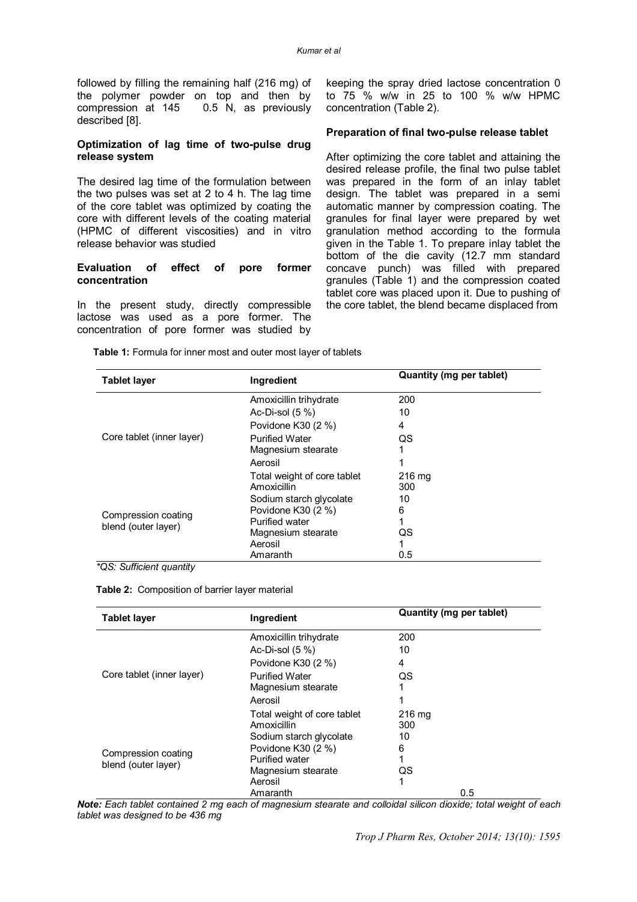followed by filling the remaining half (216 mg) of the polymer powder on top and then by compression at 145 0.5 N, as previously described [8].

### Optimization of lag time of two-pulse drug release system

The desired lag time of the formulation between the two pulses was set at 2 to 4 h. The lag time of the core tablet was optimized by coating the core with different levels of the coating material (HPMC of different viscosities) and in vitro release behavior was studied

### Evaluation of effect of pore former concentration

In the present study, directly compressible lactose was used as a pore former. The concentration of pore former was studied by keeping the spray dried lactose concentration 0 to 75 % w/w in 25 to 100 % w/w HPMC concentration (Table 2).

### Preparation of final two-pulse release tablet

After optimizing the core tablet and attaining the desired release profile, the final two pulse tablet was prepared in the form of an inlay tablet design. The tablet was prepared in a semi automatic manner by compression coating. The granules for final layer were prepared by wet granulation method according to the formula given in the Table 1. To prepare inlay tablet the bottom of the die cavity (12.7 mm standard concave punch) was filled with prepared granules (Table 1) and the compression coated tablet core was placed upon it. Due to pushing of the core tablet, the blend became displaced from

**Table 1:** Formula for inner most and outer most layer of tablets

| Tablet layer | Ingredient | Quantity (mg per tablet) |
|---|---|---|
| Core tablet (inner layer) | Amoxicillin trihydrate | 200 |
| | Ac-Di-sol (5 %) | 10 |
| | Povidone K30 (2 %) | 4 |
| | Purified Water | QS |
| | Magnesium stearate | 1 |
| | Aerosil | 1 |
| | Total weight of core tablet | 216 mg |
| Compression coating blend (outer layer) | Amoxicillin | 300 |
| | Sodium starch glycolate | 10 |
| | Povidone K30 (2 %) | 6 |
| | Purified water | 1 |
| | Magnesium stearate | QS |
| | Aerosil | 1 |
| | Amaranth | 0.5 |

*\*QS: Sufficient quantity*

**Table 2:** Composition of barrier layer material

| Tablet layer | Ingredient | Quantity (mg per tablet) |
|---|---|---|
| Core tablet (inner layer) | Amoxicillin trihydrate | 200 |
| | Ac-Di-sol (5 %) | 10 |
| | Povidone K30 (2 %) | 4 |
| | Purified Water | QS |
| | Magnesium stearate | 1 |
| | Aerosil | 1 |
| | Total weight of core tablet | 216 mg |
| Compression coating blend (outer layer) | Amoxicillin | 300 |
| | Sodium starch glycolate | 10 |
| | Povidone K30 (2 %) | 6 |
| | Purified water | 1 |
| | Magnesium stearate | QS |
| | Aerosil | 1 |
| | Amaranth | 0.5 |

***Note:*** *Each tablet contained 2 mg each of magnesium stearate and colloidal silicon dioxide; total weight of each tablet was designed to be 436 mg*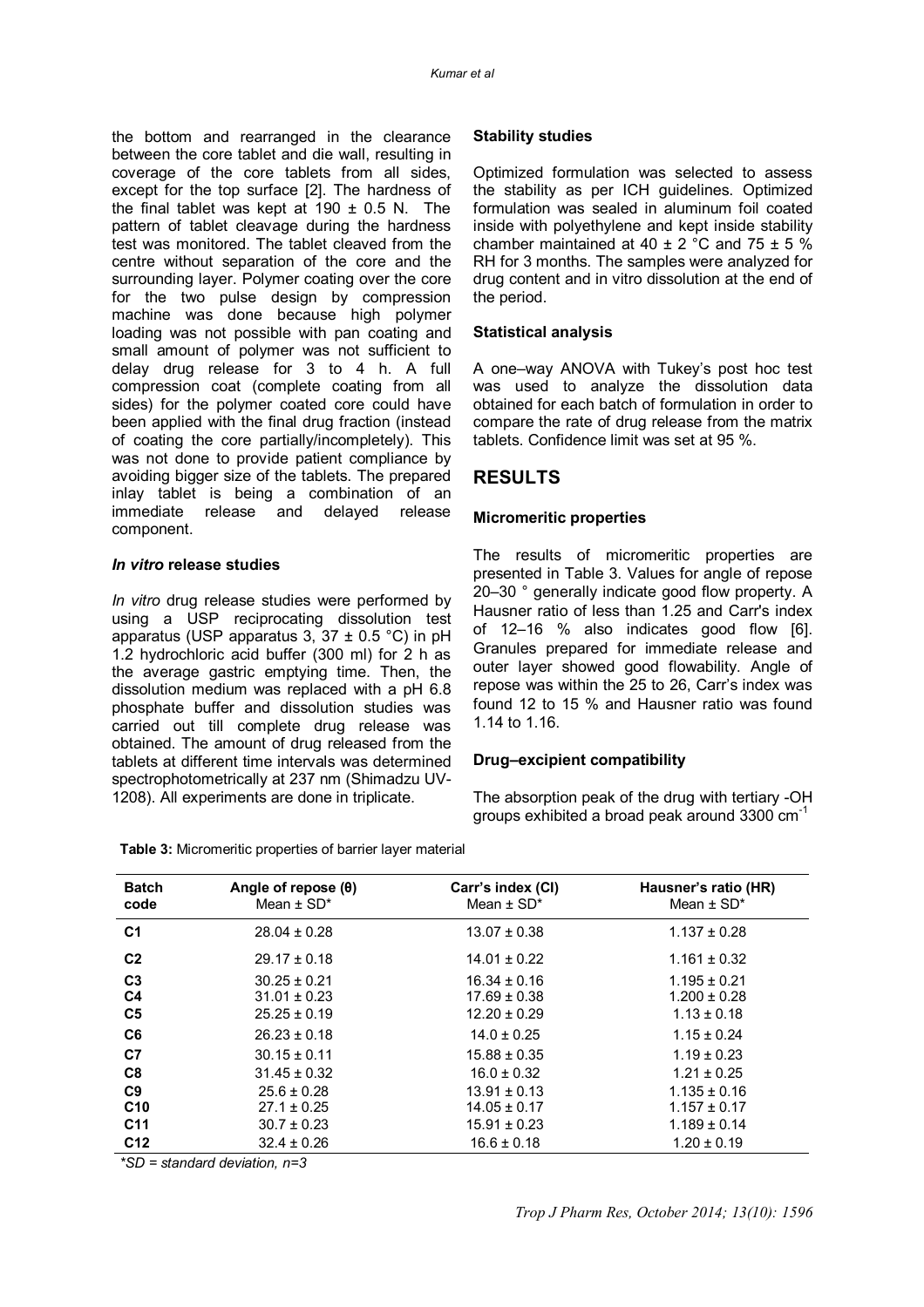the bottom and rearranged in the clearance between the core tablet and die wall, resulting in coverage of the core tablets from all sides, except for the top surface [2]. The hardness of the final tablet was kept at 190 ± 0.5 N. The pattern of tablet cleavage during the hardness test was monitored. The tablet cleaved from the centre without separation of the core and the surrounding layer. Polymer coating over the core for the two pulse design by compression machine was done because high polymer loading was not possible with pan coating and small amount of polymer was not sufficient to delay drug release for 3 to 4 h. A full compression coat (complete coating from all sides) for the polymer coated core could have been applied with the final drug fraction (instead of coating the core partially/incompletely). This was not done to provide patient compliance by avoiding bigger size of the tablets. The prepared inlay tablet is being a combination of an immediate release and delayed release component.

### *In vitro* release studies

*In vitro* drug release studies were performed by using a USP reciprocating dissolution test apparatus (USP apparatus 3, 37 ± 0.5 °C) in pH 1.2 hydrochloric acid buffer (300 ml) for 2 h as the average gastric emptying time. Then, the dissolution medium was replaced with a pH 6.8 phosphate buffer and dissolution studies was carried out till complete drug release was obtained. The amount of drug released from the tablets at different time intervals was determined spectrophotometrically at 237 nm (Shimadzu UV-1208). All experiments are done in triplicate.

### Stability studies

Optimized formulation was selected to assess the stability as per ICH guidelines. Optimized formulation was sealed in aluminum foil coated inside with polyethylene and kept inside stability chamber maintained at 40 ± 2 °C and 75 ± 5 % RH for 3 months. The samples were analyzed for drug content and in vitro dissolution at the end of the period.

### Statistical analysis

A one–way ANOVA with Tukey's post hoc test was used to analyze the dissolution data obtained for each batch of formulation in order to compare the rate of drug release from the matrix tablets. Confidence limit was set at 95 %.

## RESULTS

### Micromeritic properties

The results of micromeritic properties are presented in Table 3. Values for angle of repose 20–30 ° generally indicate good flow property. A Hausner ratio of less than 1.25 and Carr's index of 12–16 % also indicates good flow [6]. Granules prepared for immediate release and outer layer showed good flowability. Angle of repose was within the 25 to 26, Carr's index was found 12 to 15 % and Hausner ratio was found 1.14 to 1.16.

### Drug–excipient compatibility

The absorption peak of the drug with tertiary -OH groups exhibited a broad peak around 3300 $cm^{-1}$

**Table 3:** Micromeritic properties of barrier layer material

| Batch code | Angle of repose (θ) Mean ± SD* | Carr's index (CI) Mean ± SD* | Hausner's ratio (HR) Mean ± SD* |
|---|---|---|---|
| C1 | 28.04 ± 0.28 | 13.07 ± 0.38 | 1.137 ± 0.28 |
| C2 | 29.17 ± 0.18 | 14.01 ± 0.22 | 1.161 ± 0.32 |
| C3 | 30.25 ± 0.21 | 16.34 ± 0.16 | 1.195 ± 0.21 |
| C4 | 31.01 ± 0.23 | 17.69 ± 0.38 | 1.200 ± 0.28 |
| C5 | 25.25 ± 0.19 | 12.20 ± 0.29 | 1.13 ± 0.18 |
| C6 | 26.23 ± 0.18 | 14.0 ± 0.25 | 1.15 ± 0.24 |
| C7 | 30.15 ± 0.11 | 15.88 ± 0.35 | 1.19 ± 0.23 |
| C8 | 31.45 ± 0.32 | 16.0 ± 0.32 | 1.21 ± 0.25 |
| C9 | 25.6 ± 0.28 | 13.91 ± 0.13 | 1.135 ± 0.16 |
| C10 | 27.1 ± 0.25 | 14.05 ± 0.17 | 1.157 ± 0.17 |
| C11 | 30.7 ± 0.23 | 15.91 ± 0.23 | 1.189 ± 0.14 |
| C12 | 32.4 ± 0.26 | 16.6 ± 0.18 | 1.20 ± 0.19 |

*\*SD = standard deviation, n=3*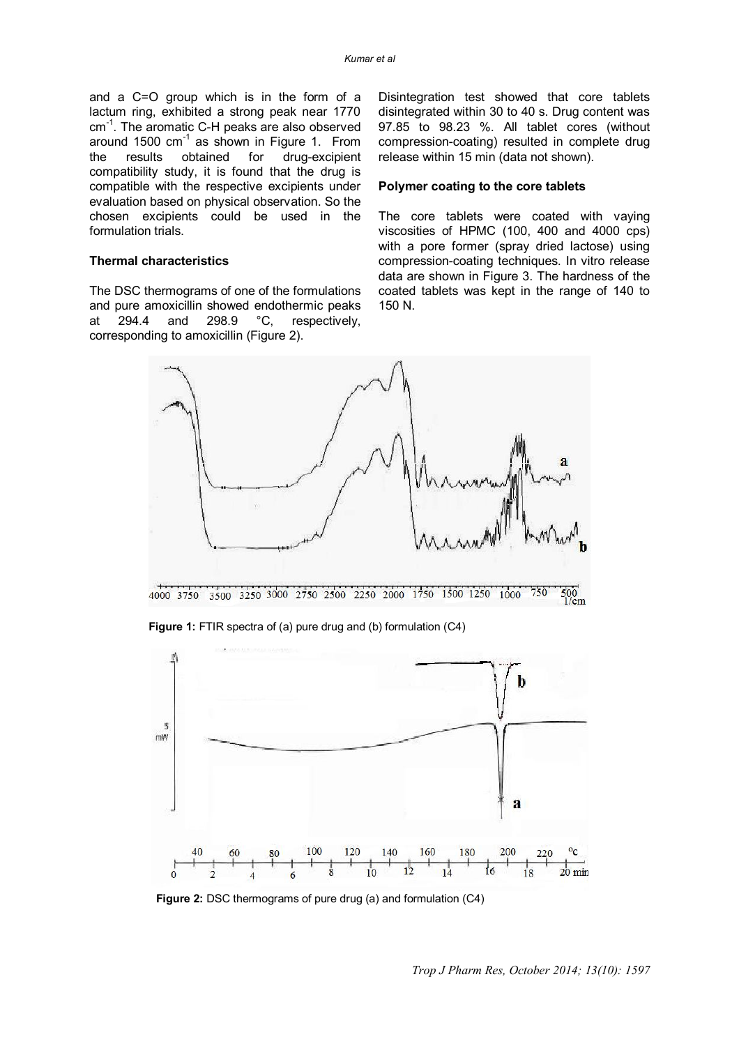and a C=O group which is in the form of a lactum ring, exhibited a strong peak near 1770 $cm^{-1}$. The aromatic C-H peaks are also observed around 1500 $cm^{-1}$ as shown in Figure 1. From the results obtained for drug-excipient compatibility study, it is found that the drug is compatible with the respective excipients under evaluation based on physical observation. So the chosen excipients could be used in the formulation trials.

### Thermal characteristics

The DSC thermograms of one of the formulations and pure amoxicillin showed endothermic peaks at 294.4 and 298.9 °C, respectively, corresponding to amoxicillin (Figure 2).

Disintegration test showed that core tablets disintegrated within 30 to 40 s. Drug content was 97.85 to 98.23 %. All tablet cores (without compression-coating) resulted in complete drug release within 15 min (data not shown).

### Polymer coating to the core tablets

The core tablets were coated with vaying viscosities of HPMC (100, 400 and 4000 cps) with a pore former (spray dried lactose) using compression-coating techniques. In vitro release data are shown in Figure 3. The hardness of the coated tablets was kept in the range of 140 to 150 N.

**Figure 1:** FTIR spectra of (a) pure drug and (b) formulation (C4)

**Figure 2:** DSC thermograms of pure drug (a) and formulation (C4)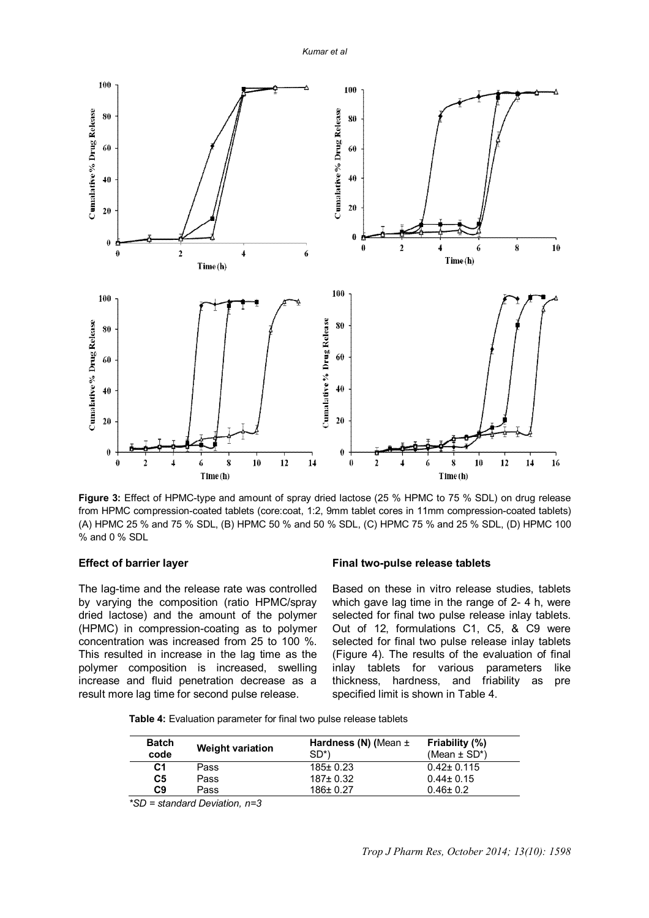**Figure 3:** Effect of HPMC-type and amount of spray dried lactose (25 % HPMC to 75 % SDL) on drug release from HPMC compression-coated tablets (core:coat, 1:2, 9mm tablet cores in 11mm compression-coated tablets) (A) HPMC 25 % and 75 % SDL, (B) HPMC 50 % and 50 % SDL, (C) HPMC 75 % and 25 % SDL, (D) HPMC 100 % and 0 % SDL

### Effect of barrier layer

The lag-time and the release rate was controlled by varying the composition (ratio HPMC/spray dried lactose) and the amount of the polymer (HPMC) in compression-coating as to polymer concentration was increased from 25 to 100 %. This resulted in increase in the lag time as the polymer composition is increased, swelling increase and fluid penetration decrease as a result more lag time for second pulse release.

### Final two-pulse release tablets

Based on these in vitro release studies, tablets which gave lag time in the range of 2- 4 h, were selected for final two pulse release inlay tablets. Out of 12, formulations C1, C5, & C9 were selected for final two pulse release inlay tablets (Figure 4). The results of the evaluation of final inlay tablets for various parameters like thickness, hardness, and friability as pre specified limit is shown in Table 4.

**Table 4:** Evaluation parameter for final two pulse release tablets

| Batch code | Weight variation | Hardness (N) (Mean ± SD*) | Friability (%) (Mean ± SD*) |
|---|---|---|---|
| C1 | Pass | 185± 0.23 | 0.42± 0.115 |
| C5 | Pass | 187± 0.32 | 0.44± 0.15 |
| C9 | Pass | 186± 0.27 | 0.46± 0.2 |

*\*SD = standard Deviation, n=3*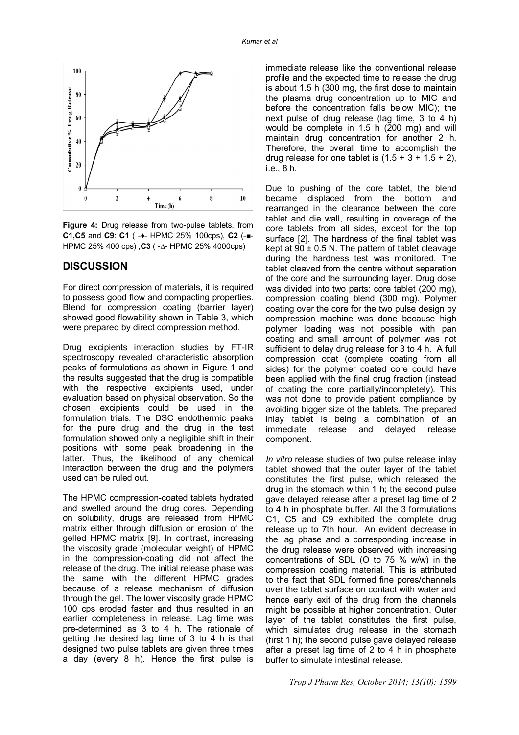Figure 4: Drug release from two-pulse tablets. from C1,C5 and C9: C1 ( -♦- HPMC 25% 100cps), C2 (-■- HPMC 25% 400 cps) ,C3 ( -Δ- HPMC 25% 4000cps)

## DISCUSSION

For direct compression of materials, it is required to possess good flow and compacting properties. Blend for compression coating (barrier layer) showed good flowability shown in Table 3, which were prepared by direct compression method.

Drug excipients interaction studies by FT-IR spectroscopy revealed characteristic absorption peaks of formulations as shown in Figure 1 and the results suggested that the drug is compatible with the respective excipients used, under evaluation based on physical observation. So the chosen excipients could be used in the formulation trials. The DSC endothermic peaks for the pure drug and the drug in the test formulation showed only a negligible shift in their positions with some peak broadening in the latter. Thus, the likelihood of any chemical interaction between the drug and the polymers used can be ruled out.

The HPMC compression-coated tablets hydrated and swelled around the drug cores. Depending on solubility, drugs are released from HPMC matrix either through diffusion or erosion of the gelled HPMC matrix [9]. In contrast, increasing the viscosity grade (molecular weight) of HPMC in the compression-coating did not affect the release of the drug. The initial release phase was the same with the different HPMC grades because of a release mechanism of diffusion through the gel. The lower viscosity grade HPMC 100 cps eroded faster and thus resulted in an earlier completeness in release. Lag time was pre-determined as 3 to 4 h. The rationale of getting the desired lag time of 3 to 4 h is that designed two pulse tablets are given three times a day (every 8 h). Hence the first pulse is immediate release like the conventional release profile and the expected time to release the drug is about 1.5 h (300 mg, the first dose to maintain the plasma drug concentration up to MIC and before the concentration falls below MIC); the next pulse of drug release (lag time, 3 to 4 h) would be complete in 1.5 h (200 mg) and will maintain drug concentration for another 2 h. Therefore, the overall time to accomplish the drug release for one tablet is (1.5 + 3 + 1.5 + 2), i.e., 8 h.

Due to pushing of the core tablet, the blend became displaced from the bottom and rearranged in the clearance between the core tablet and die wall, resulting in coverage of the core tablets from all sides, except for the top surface [2]. The hardness of the final tablet was kept at 90 ± 0.5 N. The pattern of tablet cleavage during the hardness test was monitored. The tablet cleaved from the centre without separation of the core and the surrounding layer. Drug dose was divided into two parts: core tablet (200 mg), compression coating blend (300 mg). Polymer coating over the core for the two pulse design by compression machine was done because high polymer loading was not possible with pan coating and small amount of polymer was not sufficient to delay drug release for 3 to 4 h. A full compression coat (complete coating from all sides) for the polymer coated core could have been applied with the final drug fraction (instead of coating the core partially/incompletely). This was not done to provide patient compliance by avoiding bigger size of the tablets. The prepared inlay tablet is being a combination of an immediate release and delayed release component.

*In vitro* release studies of two pulse release inlay tablet showed that the outer layer of the tablet constitutes the first pulse, which released the drug in the stomach within 1 h; the second pulse gave delayed release after a preset lag time of 2 to 4 h in phosphate buffer. All the 3 formulations C1, C5 and C9 exhibited the complete drug release up to 7th hour. An evident decrease in the lag phase and a corresponding increase in the drug release were observed with increasing concentrations of SDL (O to 75 % w/w) in the compression coating material. This is attributed to the fact that SDL formed fine pores/channels over the tablet surface on contact with water and hence early exit of the drug from the channels might be possible at higher concentration. Outer layer of the tablet constitutes the first pulse, which simulates drug release in the stomach (first 1 h); the second pulse gave delayed release after a preset lag time of 2 to 4 h in phosphate buffer to simulate intestinal release.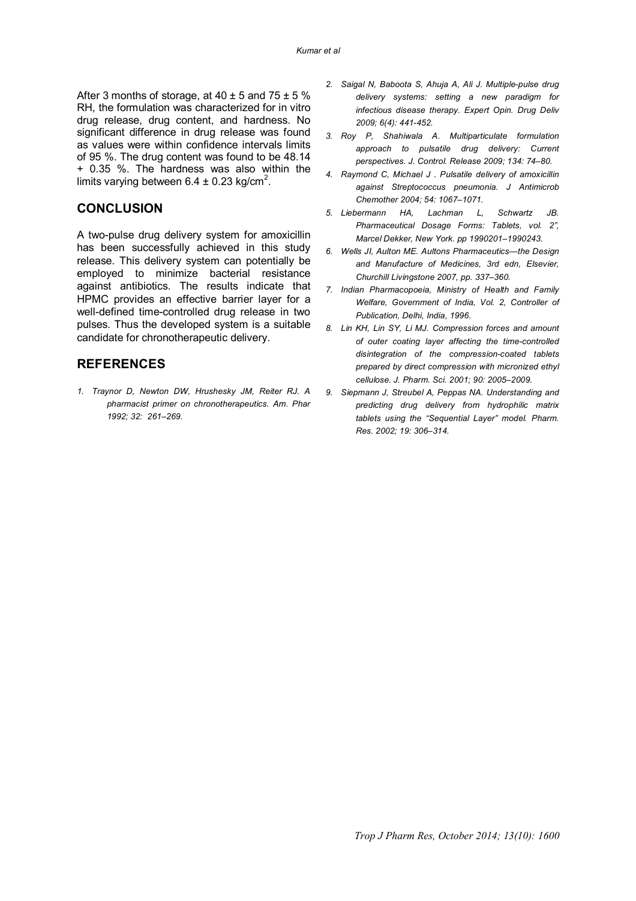After 3 months of storage, at $40 \pm 5$ and $75 \pm 5$ % RH, the formulation was characterized for in vitro drug release, drug content, and hardness. No significant difference in drug release was found as values were within confidence intervals limits of 95 %. The drug content was found to be 48.14 + 0.35 %. The hardness was also within the limits varying between $6.4 \pm 0.23$ kg/cm$^2$.

## CONCLUSION

A two-pulse drug delivery system for amoxicillin has been successfully achieved in this study release. This delivery system can potentially be employed to minimize bacterial resistance against antibiotics. The results indicate that HPMC provides an effective barrier layer for a well-defined time-controlled drug release in two pulses. Thus the developed system is a suitable candidate for chronotherapeutic delivery.

## REFERENCES

1. *Traynor D, Newton DW, Hrushesky JM, Reiter RJ. A pharmacist primer on chronotherapeutics. Am. Phar 1992; 32: 261–269.*
2. *Saigal N, Baboota S, Ahuja A, Ali J. Multiple-pulse drug delivery systems: setting a new paradigm for infectious disease therapy. Expert Opin. Drug Deliv 2009; 6(4): 441-452.*
3. *Roy P, Shahiwala A. Multiparticulate formulation approach to pulsatile drug delivery: Current perspectives. J. Control. Release 2009; 134: 74–80.*
4. *Raymond C, Michael J . Pulsatile delivery of amoxicillin against Streptococcus pneumonia. J Antimicrob Chemother 2004; 54: 1067–1071.*
5. *Liebermann HA, Lachman L, Schwartz JB. Pharmaceutical Dosage Forms: Tablets, vol. 2", Marcel Dekker, New York. pp 1990201–1990243.*
6. *Wells JI, Aulton ME. Aultons Pharmaceutics—the Design and Manufacture of Medicines, 3rd edn, Elsevier, Churchill Livingstone 2007, pp. 337–360.*
7. *Indian Pharmacopoeia, Ministry of Health and Family Welfare, Government of India, Vol. 2, Controller of Publication, Delhi, India, 1996.*
8. *Lin KH, Lin SY, Li MJ. Compression forces and amount of outer coating layer affecting the time-controlled disintegration of the compression-coated tablets prepared by direct compression with micronized ethyl cellulose. J. Pharm. Sci. 2001; 90: 2005–2009.*
9. *Siepmann J, Streubel A, Peppas NA. Understanding and predicting drug delivery from hydrophilic matrix tablets using the "Sequential Layer" model. Pharm. Res. 2002; 19: 306–314.*